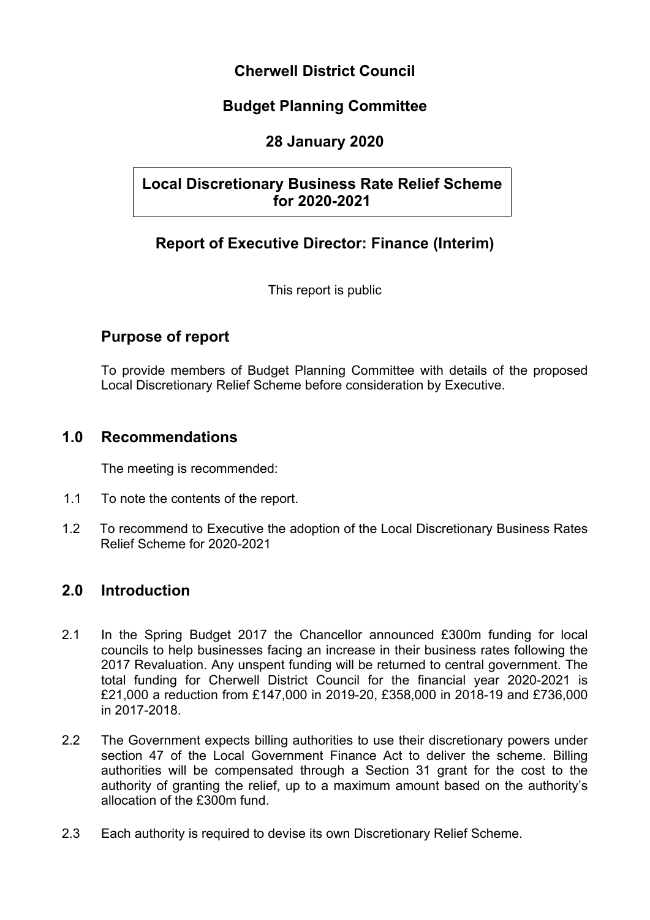# Cherwell District Council

## Budget Planning Committee

## 28 January 2020

## Local Discretionary Business Rate Relief Scheme for 2020-2021

## Report of Executive Director: Finance (Interim)

This report is public

## Purpose of report

To provide members of Budget Planning Committee with details of the proposed Local Discretionary Relief Scheme before consideration by Executive.

## 1.0 Recommendations

The meeting is recommended:

1.1 To note the contents of the report.

1.2 To recommend to Executive the adoption of the Local Discretionary Business Rates Relief Scheme for 2020-2021

## 2.0 Introduction

2.1 In the Spring Budget 2017 the Chancellor announced £300m funding for local councils to help businesses facing an increase in their business rates following the 2017 Revaluation. Any unspent funding will be returned to central government. The total funding for Cherwell District Council for the financial year 2020-2021 is £21,000 a reduction from £147,000 in 2019-20, £358,000 in 2018-19 and £736,000 in 2017-2018.

2.2 The Government expects billing authorities to use their discretionary powers under section 47 of the Local Government Finance Act to deliver the scheme. Billing authorities will be compensated through a Section 31 grant for the cost to the authority of granting the relief, up to a maximum amount based on the authority's allocation of the £300m fund.

2.3 Each authority is required to devise its own Discretionary Relief Scheme.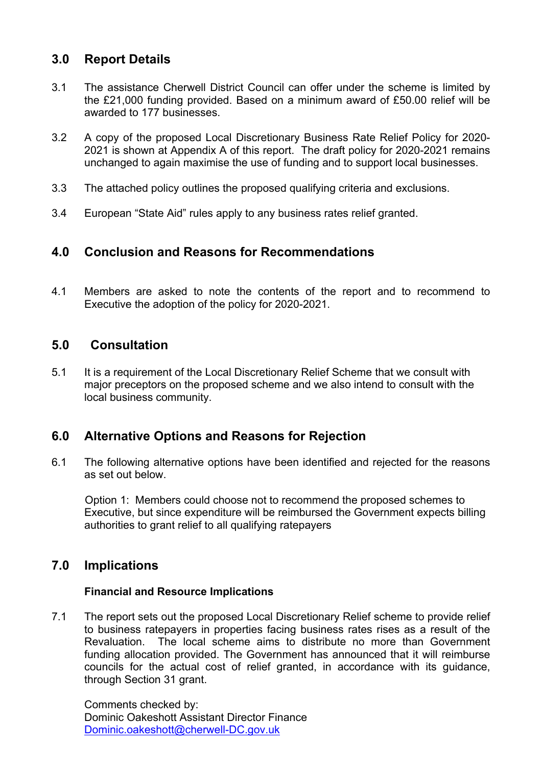## 3.0 Report Details

3.1 The assistance Cherwell District Council can offer under the scheme is limited by the £21,000 funding provided. Based on a minimum award of £50.00 relief will be awarded to 177 businesses.

3.2 A copy of the proposed Local Discretionary Business Rate Relief Policy for 2020-2021 is shown at Appendix A of this report. The draft policy for 2020-2021 remains unchanged to again maximise the use of funding and to support local businesses.

3.3 The attached policy outlines the proposed qualifying criteria and exclusions.

3.4 European "State Aid" rules apply to any business rates relief granted.

## 4.0 Conclusion and Reasons for Recommendations

4.1 Members are asked to note the contents of the report and to recommend to Executive the adoption of the policy for 2020-2021.

## 5.0 Consultation

5.1 It is a requirement of the Local Discretionary Relief Scheme that we consult with major preceptors on the proposed scheme and we also intend to consult with the local business community.

## 6.0 Alternative Options and Reasons for Rejection

6.1 The following alternative options have been identified and rejected for the reasons as set out below.

Option 1: Members could choose not to recommend the proposed schemes to Executive, but since expenditure will be reimbursed the Government expects billing authorities to grant relief to all qualifying ratepayers

## 7.0 Implications

**Financial and Resource Implications**

7.1 The report sets out the proposed Local Discretionary Relief scheme to provide relief to business ratepayers in properties facing business rates rises as a result of the Revaluation. The local scheme aims to distribute no more than Government funding allocation provided. The Government has announced that it will reimburse councils for the actual cost of relief granted, in accordance with its guidance, through Section 31 grant.

Comments checked by:
Dominic Oakeshott Assistant Director Finance
Dominic.oakeshott@cherwell-DC.gov.uk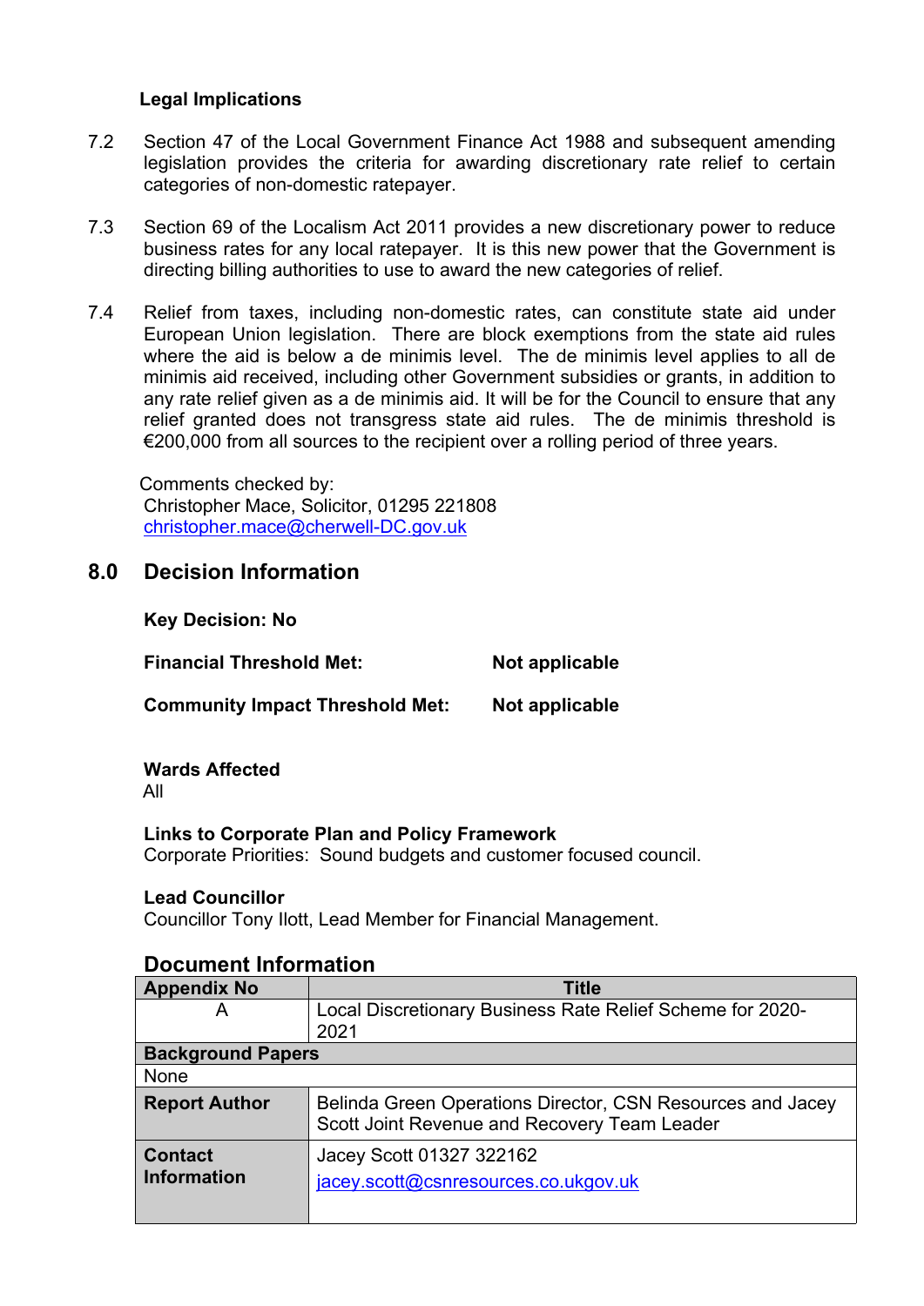**Legal Implications**

7.2 Section 47 of the Local Government Finance Act 1988 and subsequent amending legislation provides the criteria for awarding discretionary rate relief to certain categories of non-domestic ratepayer.

7.3 Section 69 of the Localism Act 2011 provides a new discretionary power to reduce business rates for any local ratepayer. It is this new power that the Government is directing billing authorities to use to award the new categories of relief.

7.4 Relief from taxes, including non-domestic rates, can constitute state aid under European Union legislation. There are block exemptions from the state aid rules where the aid is below a de minimis level. The de minimis level applies to all de minimis aid received, including other Government subsidies or grants, in addition to any rate relief given as a de minimis aid. It will be for the Council to ensure that any relief granted does not transgress state aid rules. The de minimis threshold is €200,000 from all sources to the recipient over a rolling period of three years.

Comments checked by:
Christopher Mace, Solicitor, 01295 221808
christopher.mace@cherwell-DC.gov.uk

## 8.0 Decision Information

**Key Decision: No**

**Financial Threshold Met:** **Not applicable**

**Community Impact Threshold Met:** **Not applicable**

**Wards Affected**
All

**Links to Corporate Plan and Policy Framework**
Corporate Priorities: Sound budgets and customer focused council.

**Lead Councillor**
Councillor Tony Ilott, Lead Member for Financial Management.

### Document Information

| Appendix No | Title |
|---|---|
| A | Local Discretionary Business Rate Relief Scheme for 2020-2021 |
| **Background Papers** | |
| None | |
| **Report Author** | Belinda Green Operations Director, CSN Resources and Jacey Scott Joint Revenue and Recovery Team Leader |
| **Contact Information** | Jacey Scott 01327 322162<br>jacey.scott@csnresources.co.ukgov.uk |